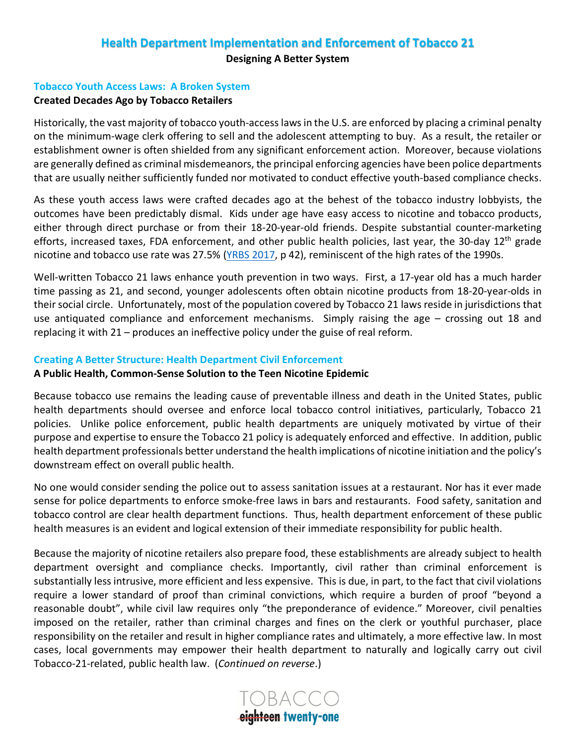# Health Department Implementation and Enforcement of Tobacco 21

**Designing A Better System**

## Tobacco Youth Access Laws: A Broken System

**Created Decades Ago by Tobacco Retailers**

Historically, the vast majority of tobacco youth-access laws in the U.S. are enforced by placing a criminal penalty on the minimum-wage clerk offering to sell and the adolescent attempting to buy. As a result, the retailer or establishment owner is often shielded from any significant enforcement action. Moreover, because violations are generally defined as criminal misdemeanors, the principal enforcing agencies have been police departments that are usually neither sufficiently funded nor motivated to conduct effective youth-based compliance checks.

As these youth access laws were crafted decades ago at the behest of the tobacco industry lobbyists, the outcomes have been predictably dismal. Kids under age have easy access to nicotine and tobacco products, either through direct purchase or from their 18-20-year-old friends. Despite substantial counter-marketing efforts, increased taxes, FDA enforcement, and other public health policies, last year, the 30-day 12th grade nicotine and tobacco use rate was 27.5% (YRBS 2017, p 42), reminiscent of the high rates of the 1990s.

Well-written Tobacco 21 laws enhance youth prevention in two ways. First, a 17-year old has a much harder time passing as 21, and second, younger adolescents often obtain nicotine products from 18-20-year-olds in their social circle. Unfortunately, most of the population covered by Tobacco 21 laws reside in jurisdictions that use antiquated compliance and enforcement mechanisms. Simply raising the age – crossing out 18 and replacing it with 21 – produces an ineffective policy under the guise of real reform.

## Creating A Better Structure: Health Department Civil Enforcement

**A Public Health, Common-Sense Solution to the Teen Nicotine Epidemic**

Because tobacco use remains the leading cause of preventable illness and death in the United States, public health departments should oversee and enforce local tobacco control initiatives, particularly, Tobacco 21 policies. Unlike police enforcement, public health departments are uniquely motivated by virtue of their purpose and expertise to ensure the Tobacco 21 policy is adequately enforced and effective. In addition, public health department professionals better understand the health implications of nicotine initiation and the policy's downstream effect on overall public health.

No one would consider sending the police out to assess sanitation issues at a restaurant. Nor has it ever made sense for police departments to enforce smoke-free laws in bars and restaurants. Food safety, sanitation and tobacco control are clear health department functions. Thus, health department enforcement of these public health measures is an evident and logical extension of their immediate responsibility for public health.

Because the majority of nicotine retailers also prepare food, these establishments are already subject to health department oversight and compliance checks. Importantly, civil rather than criminal enforcement is substantially less intrusive, more efficient and less expensive. This is due, in part, to the fact that civil violations require a lower standard of proof than criminal convictions, which require a burden of proof "beyond a reasonable doubt", while civil law requires only "the preponderance of evidence." Moreover, civil penalties imposed on the retailer, rather than criminal charges and fines on the clerk or youthful purchaser, place responsibility on the retailer and result in higher compliance rates and ultimately, a more effective law. In most cases, local governments may empower their health department to naturally and logically carry out civil Tobacco-21-related, public health law. (*Continued on reverse*.)

TOBACCO ~~eighteen~~ twenty-one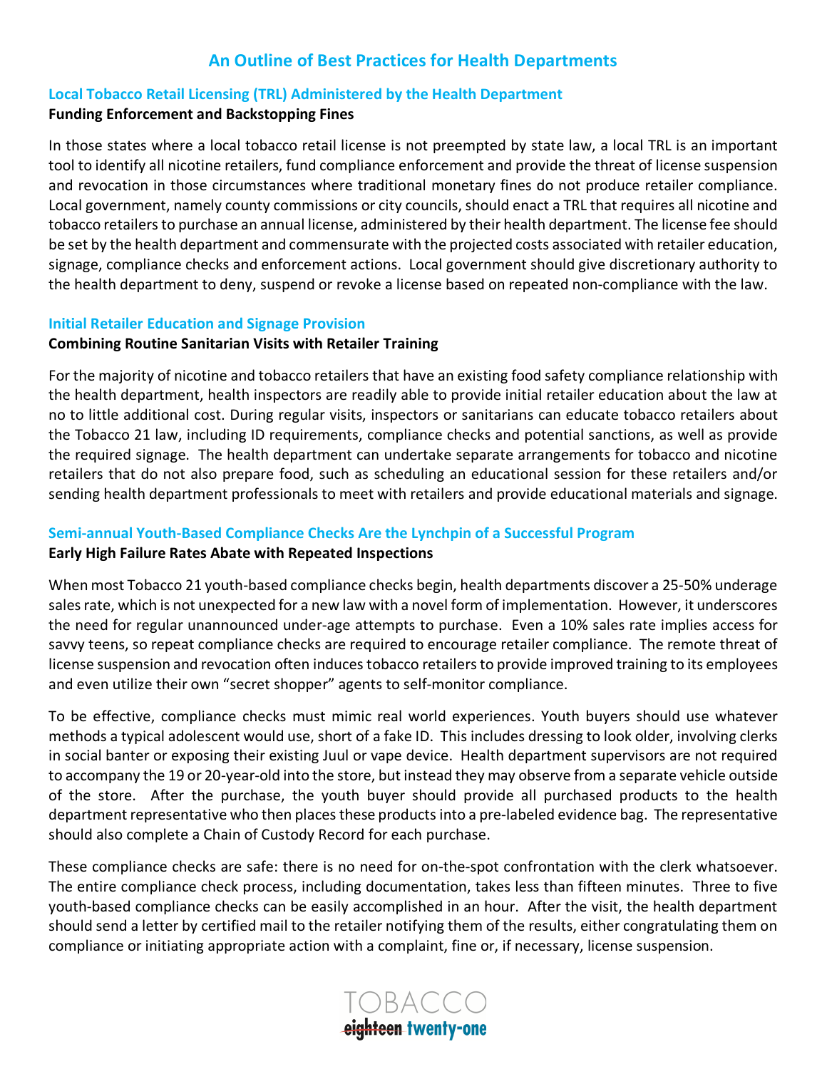# An Outline of Best Practices for Health Departments

## Local Tobacco Retail Licensing (TRL) Administered by the Health Department

**Funding Enforcement and Backstopping Fines**

In those states where a local tobacco retail license is not preempted by state law, a local TRL is an important tool to identify all nicotine retailers, fund compliance enforcement and provide the threat of license suspension and revocation in those circumstances where traditional monetary fines do not produce retailer compliance. Local government, namely county commissions or city councils, should enact a TRL that requires all nicotine and tobacco retailers to purchase an annual license, administered by their health department. The license fee should be set by the health department and commensurate with the projected costs associated with retailer education, signage, compliance checks and enforcement actions. Local government should give discretionary authority to the health department to deny, suspend or revoke a license based on repeated non-compliance with the law.

## Initial Retailer Education and Signage Provision

**Combining Routine Sanitarian Visits with Retailer Training**

For the majority of nicotine and tobacco retailers that have an existing food safety compliance relationship with the health department, health inspectors are readily able to provide initial retailer education about the law at no to little additional cost. During regular visits, inspectors or sanitarians can educate tobacco retailers about the Tobacco 21 law, including ID requirements, compliance checks and potential sanctions, as well as provide the required signage. The health department can undertake separate arrangements for tobacco and nicotine retailers that do not also prepare food, such as scheduling an educational session for these retailers and/or sending health department professionals to meet with retailers and provide educational materials and signage.

## Semi-annual Youth-Based Compliance Checks Are the Lynchpin of a Successful Program

**Early High Failure Rates Abate with Repeated Inspections**

When most Tobacco 21 youth-based compliance checks begin, health departments discover a 25-50% underage sales rate, which is not unexpected for a new law with a novel form of implementation. However, it underscores the need for regular unannounced under-age attempts to purchase. Even a 10% sales rate implies access for savvy teens, so repeat compliance checks are required to encourage retailer compliance. The remote threat of license suspension and revocation often induces tobacco retailers to provide improved training to its employees and even utilize their own "secret shopper" agents to self-monitor compliance.

To be effective, compliance checks must mimic real world experiences. Youth buyers should use whatever methods a typical adolescent would use, short of a fake ID. This includes dressing to look older, involving clerks in social banter or exposing their existing Juul or vape device. Health department supervisors are not required to accompany the 19 or 20-year-old into the store, but instead they may observe from a separate vehicle outside of the store. After the purchase, the youth buyer should provide all purchased products to the health department representative who then places these products into a pre-labeled evidence bag. The representative should also complete a Chain of Custody Record for each purchase.

These compliance checks are safe: there is no need for on-the-spot confrontation with the clerk whatsoever. The entire compliance check process, including documentation, takes less than fifteen minutes. Three to five youth-based compliance checks can be easily accomplished in an hour. After the visit, the health department should send a letter by certified mail to the retailer notifying them of the results, either congratulating them on compliance or initiating appropriate action with a complaint, fine or, if necessary, license suspension.

TOBACCO ~~eighteen~~ twenty-one